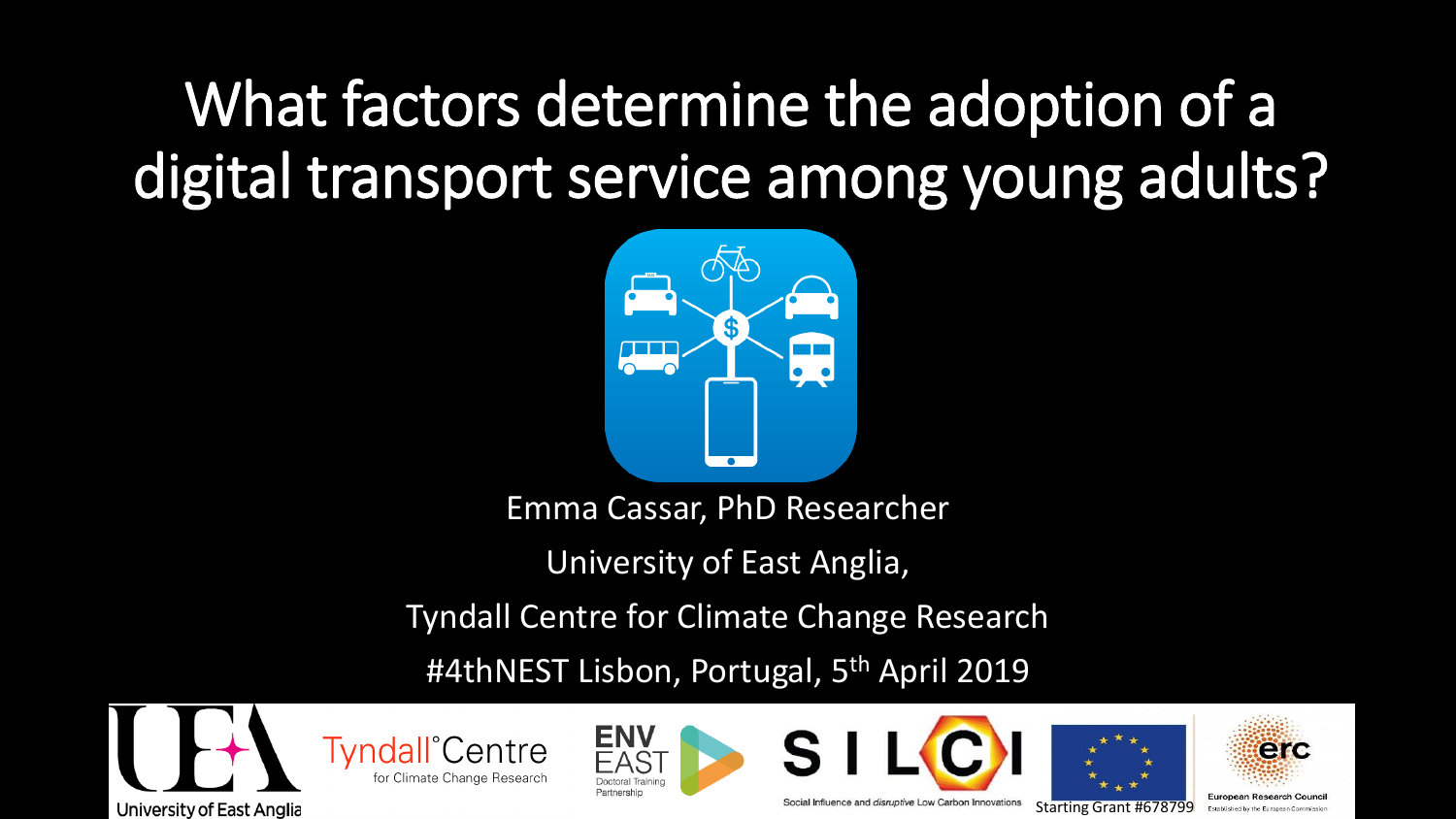# What factors determine the adoption of a digital transport service among young adults?

Emma Cassar, PhD Researcher

University of East Anglia,

Tyndall Centre for Climate Change Research

#4thNEST Lisbon, Portugal, 5th April 2019

University of East Anglia

Tyndall°Centre for Climate Change Research

ENV EAST Doctoral Training Partnership

SILCI Social Influence and *disruptive* Low Carbon Innovations

Starting Grant #678799

erc European Research Council Established by the European Commission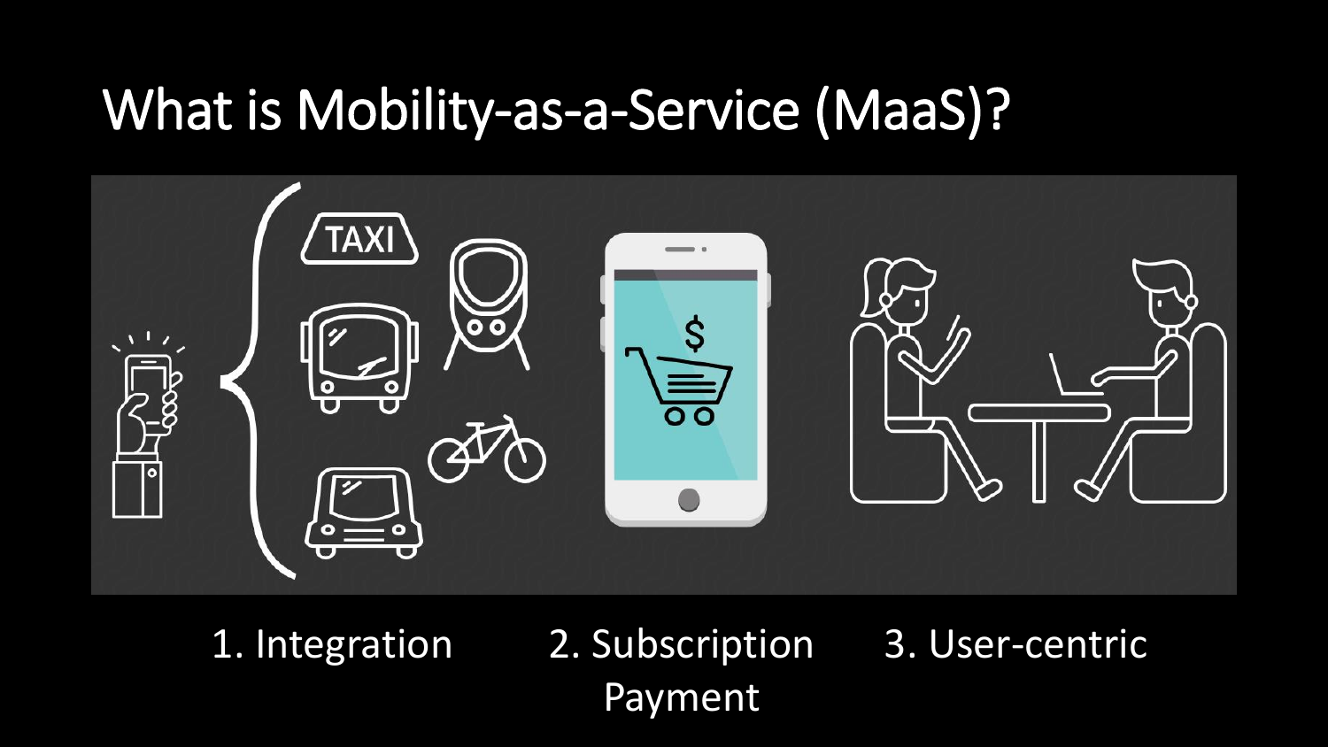# What is Mobility-as-a-Service (MaaS)?

1. Integration
2. Subscription Payment
3. User-centric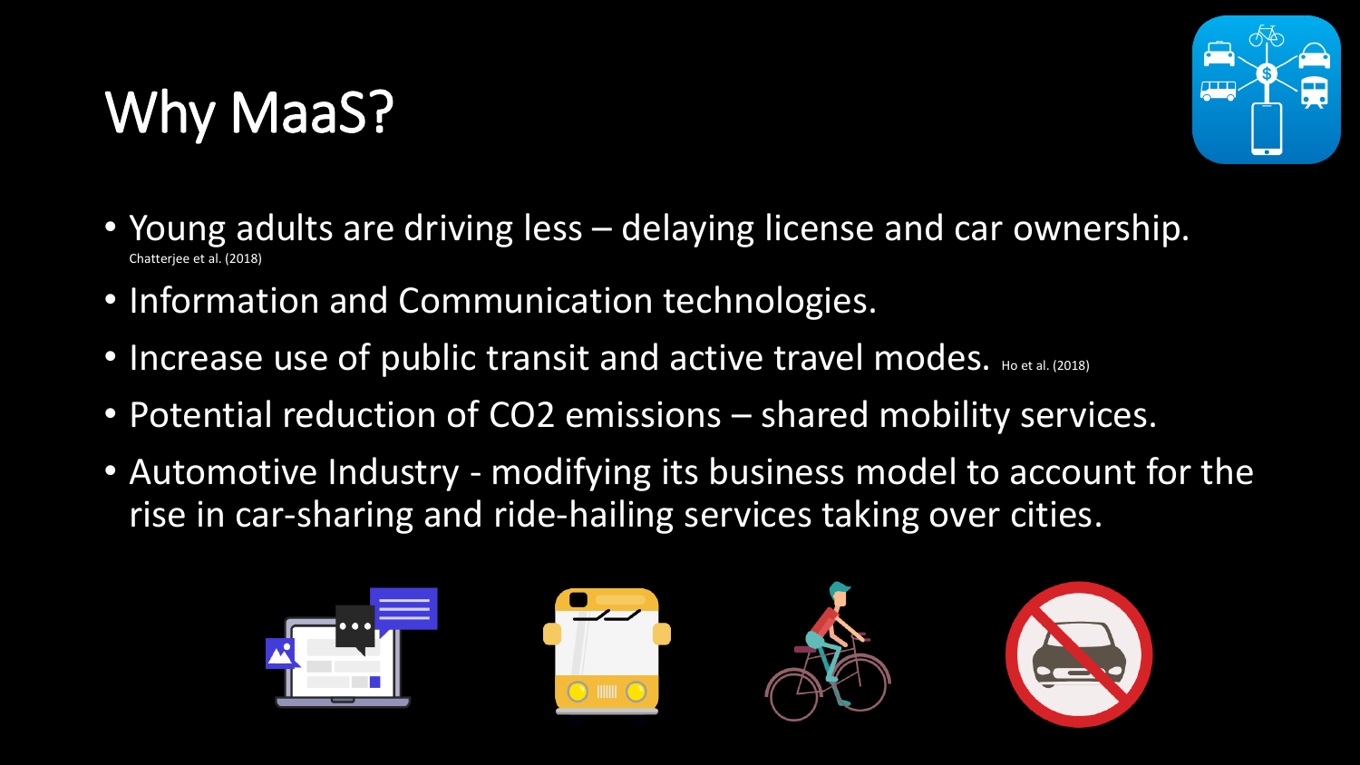# Why MaaS?

- Young adults are driving less – delaying license and car ownership. Chatterjee et al. (2018)
- Information and Communication technologies.
- Increase use of public transit and active travel modes. Ho et al. (2018)
- Potential reduction of $CO_2$ emissions – shared mobility services.
- Automotive Industry - modifying its business model to account for the rise in car-sharing and ride-hailing services taking over cities.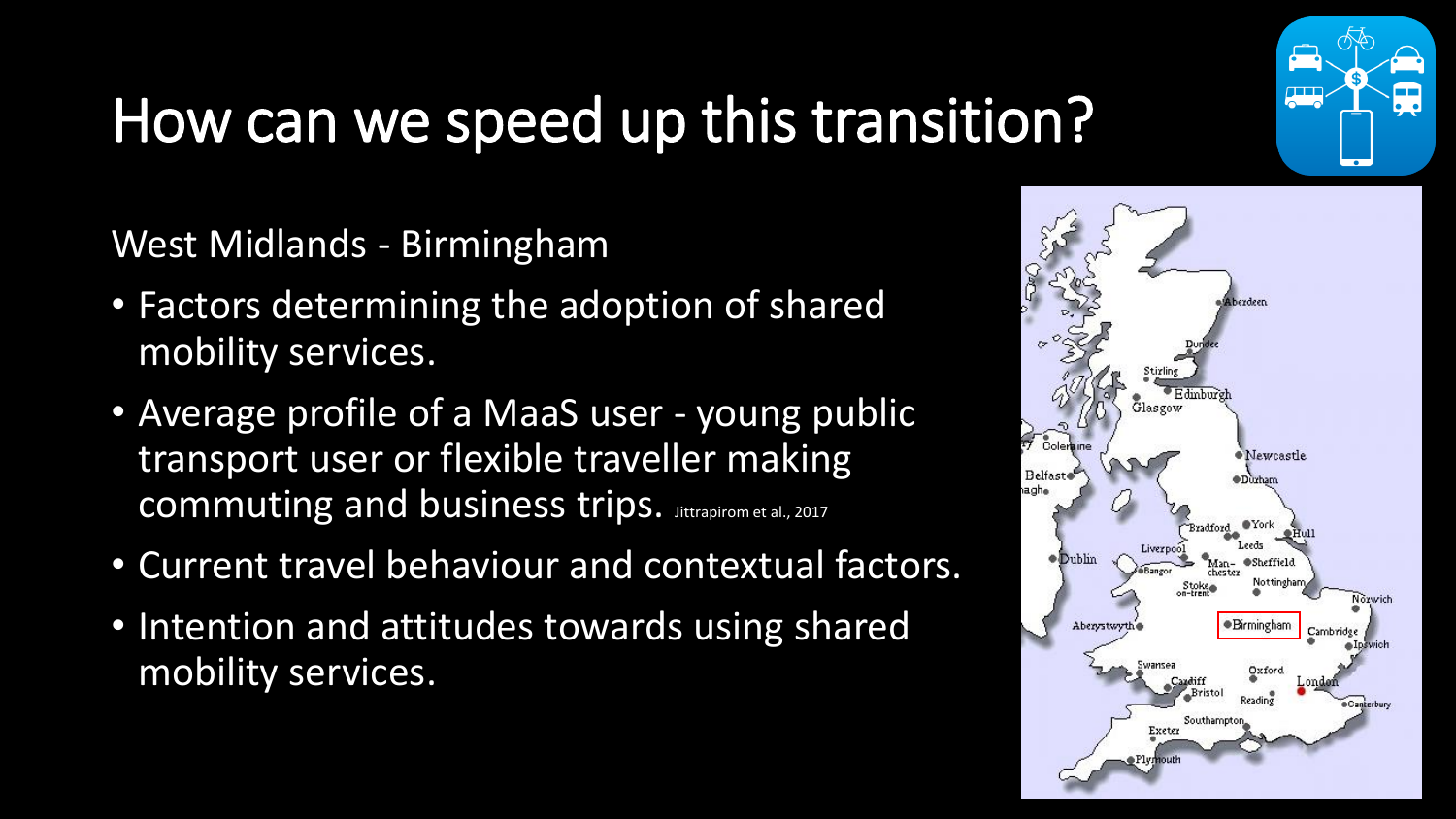# How can we speed up this transition?

West Midlands - Birmingham

- Factors determining the adoption of shared mobility services.
- Average profile of a MaaS user - young public transport user or flexible traveller making commuting and business trips. Jittrapirom et al., 2017
- Current travel behaviour and contextual factors.
- Intention and attitudes towards using shared mobility services.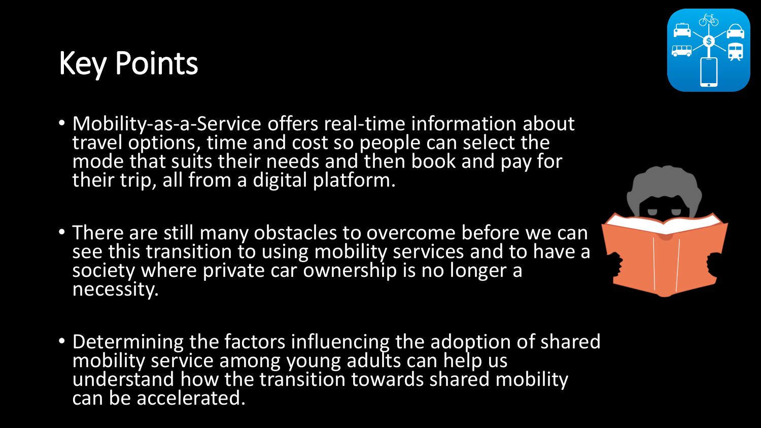# Key Points

- Mobility-as-a-Service offers real-time information about travel options, time and cost so people can select the mode that suits their needs and then book and pay for their trip, all from a digital platform.

- There are still many obstacles to overcome before we can see this transition to using mobility services and to have a society where private car ownership is no longer a necessity.

- Determining the factors influencing the adoption of shared mobility service among young adults can help us understand how the transition towards shared mobility can be accelerated.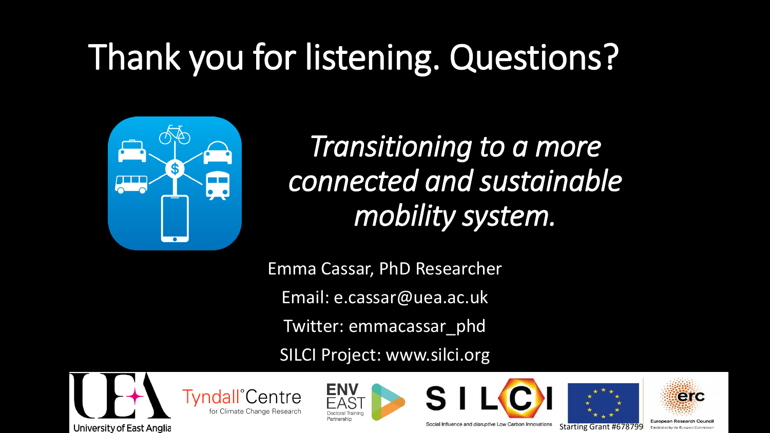# Thank you for listening. Questions?

*Transitioning to a more connected and sustainable mobility system.*

Emma Cassar, PhD Researcher

Email: e.cassar@uea.ac.uk

Twitter: emmacassar_phd

SILCI Project: www.silci.org

University of East Anglia

Tyndall°Centre for Climate Change Research

ENV EAST Doctoral Training Partnership

SILCI Social Influence and *disruptive* Low Carbon Innovations

Starting Grant #678799

erc European Research Council Established by the European Commission